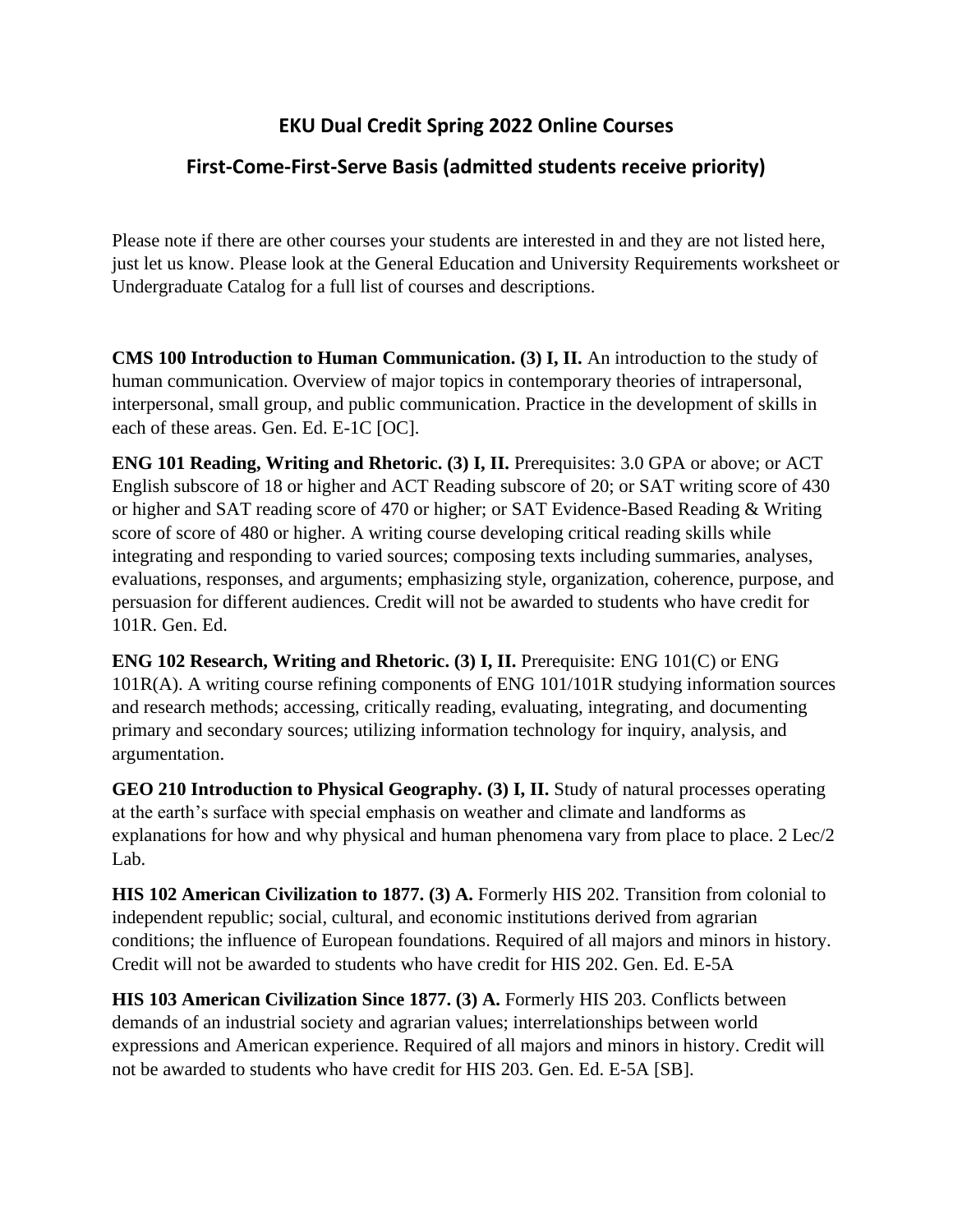# EKU Dual Credit Spring 2022 Online Courses

## First-Come-First-Serve Basis (admitted students receive priority)

Please note if there are other courses your students are interested in and they are not listed here, just let us know. Please look at the General Education and University Requirements worksheet or Undergraduate Catalog for a full list of courses and descriptions.

**CMS 100 Introduction to Human Communication. (3) I, II.** An introduction to the study of human communication. Overview of major topics in contemporary theories of intrapersonal, interpersonal, small group, and public communication. Practice in the development of skills in each of these areas. Gen. Ed. E-1C [OC].

**ENG 101 Reading, Writing and Rhetoric. (3) I, II.** Prerequisites: 3.0 GPA or above; or ACT English subscore of 18 or higher and ACT Reading subscore of 20; or SAT writing score of 430 or higher and SAT reading score of 470 or higher; or SAT Evidence-Based Reading & Writing score of score of 480 or higher. A writing course developing critical reading skills while integrating and responding to varied sources; composing texts including summaries, analyses, evaluations, responses, and arguments; emphasizing style, organization, coherence, purpose, and persuasion for different audiences. Credit will not be awarded to students who have credit for 101R. Gen. Ed.

**ENG 102 Research, Writing and Rhetoric. (3) I, II.** Prerequisite: ENG 101(C) or ENG 101R(A). A writing course refining components of ENG 101/101R studying information sources and research methods; accessing, critically reading, evaluating, integrating, and documenting primary and secondary sources; utilizing information technology for inquiry, analysis, and argumentation.

**GEO 210 Introduction to Physical Geography. (3) I, II.** Study of natural processes operating at the earth's surface with special emphasis on weather and climate and landforms as explanations for how and why physical and human phenomena vary from place to place. 2 Lec/2 Lab.

**HIS 102 American Civilization to 1877. (3) A.** Formerly HIS 202. Transition from colonial to independent republic; social, cultural, and economic institutions derived from agrarian conditions; the influence of European foundations. Required of all majors and minors in history. Credit will not be awarded to students who have credit for HIS 202. Gen. Ed. E-5A

**HIS 103 American Civilization Since 1877. (3) A.** Formerly HIS 203. Conflicts between demands of an industrial society and agrarian values; interrelationships between world expressions and American experience. Required of all majors and minors in history. Credit will not be awarded to students who have credit for HIS 203. Gen. Ed. E-5A [SB].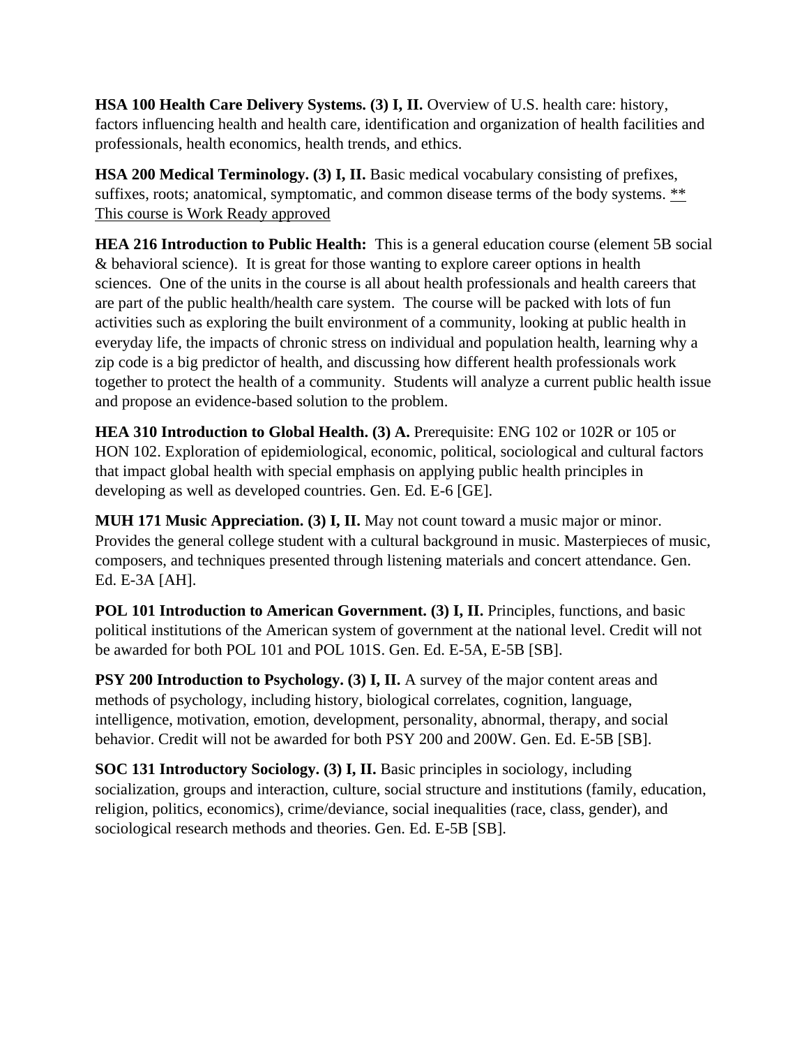**HSA 100 Health Care Delivery Systems. (3) I, II.** Overview of U.S. health care: history, factors influencing health and health care, identification and organization of health facilities and professionals, health economics, health trends, and ethics.

**HSA 200 Medical Terminology. (3) I, II.** Basic medical vocabulary consisting of prefixes, suffixes, roots; anatomical, symptomatic, and common disease terms of the body systems. <u>** This course is Work Ready approved</u>

**HEA 216 Introduction to Public Health:** This is a general education course (element 5B social & behavioral science). It is great for those wanting to explore career options in health sciences. One of the units in the course is all about health professionals and health careers that are part of the public health/health care system. The course will be packed with lots of fun activities such as exploring the built environment of a community, looking at public health in everyday life, the impacts of chronic stress on individual and population health, learning why a zip code is a big predictor of health, and discussing how different health professionals work together to protect the health of a community. Students will analyze a current public health issue and propose an evidence-based solution to the problem.

**HEA 310 Introduction to Global Health. (3) A.** Prerequisite: ENG 102 or 102R or 105 or HON 102. Exploration of epidemiological, economic, political, sociological and cultural factors that impact global health with special emphasis on applying public health principles in developing as well as developed countries. Gen. Ed. E-6 [GE].

**MUH 171 Music Appreciation. (3) I, II.** May not count toward a music major or minor. Provides the general college student with a cultural background in music. Masterpieces of music, composers, and techniques presented through listening materials and concert attendance. Gen. Ed. E-3A [AH].

**POL 101 Introduction to American Government. (3) I, II.** Principles, functions, and basic political institutions of the American system of government at the national level. Credit will not be awarded for both POL 101 and POL 101S. Gen. Ed. E-5A, E-5B [SB].

**PSY 200 Introduction to Psychology. (3) I, II.** A survey of the major content areas and methods of psychology, including history, biological correlates, cognition, language, intelligence, motivation, emotion, development, personality, abnormal, therapy, and social behavior. Credit will not be awarded for both PSY 200 and 200W. Gen. Ed. E-5B [SB].

**SOC 131 Introductory Sociology. (3) I, II.** Basic principles in sociology, including socialization, groups and interaction, culture, social structure and institutions (family, education, religion, politics, economics), crime/deviance, social inequalities (race, class, gender), and sociological research methods and theories. Gen. Ed. E-5B [SB].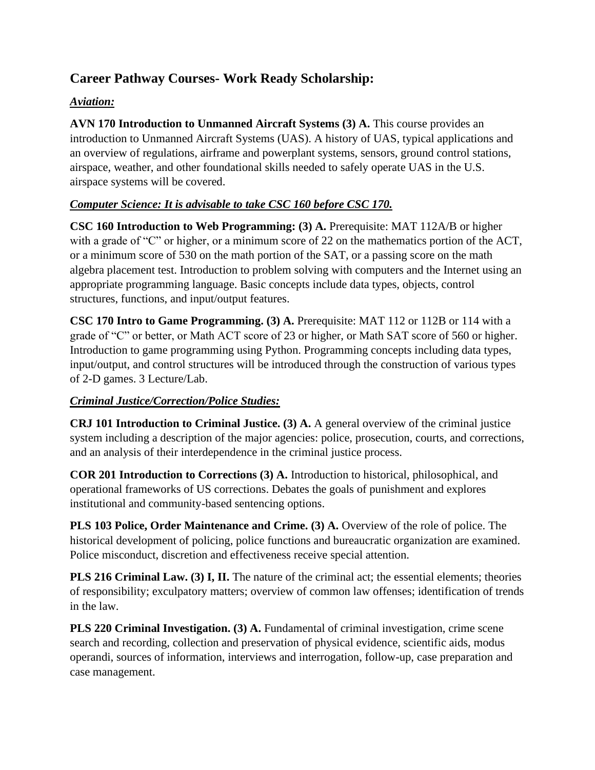## Career Pathway Courses- Work Ready Scholarship:

### *Aviation:*

**AVN 170 Introduction to Unmanned Aircraft Systems (3) A.** This course provides an introduction to Unmanned Aircraft Systems (UAS). A history of UAS, typical applications and an overview of regulations, airframe and powerplant systems, sensors, ground control stations, airspace, weather, and other foundational skills needed to safely operate UAS in the U.S. airspace systems will be covered.

### *Computer Science: It is advisable to take CSC 160 before CSC 170.*

**CSC 160 Introduction to Web Programming: (3) A.** Prerequisite: MAT 112A/B or higher with a grade of "C" or higher, or a minimum score of 22 on the mathematics portion of the ACT, or a minimum score of 530 on the math portion of the SAT, or a passing score on the math algebra placement test. Introduction to problem solving with computers and the Internet using an appropriate programming language. Basic concepts include data types, objects, control structures, functions, and input/output features.

**CSC 170 Intro to Game Programming. (3) A.** Prerequisite: MAT 112 or 112B or 114 with a grade of "C" or better, or Math ACT score of 23 or higher, or Math SAT score of 560 or higher. Introduction to game programming using Python. Programming concepts including data types, input/output, and control structures will be introduced through the construction of various types of 2-D games. 3 Lecture/Lab.

### *Criminal Justice/Correction/Police Studies:*

**CRJ 101 Introduction to Criminal Justice. (3) A.** A general overview of the criminal justice system including a description of the major agencies: police, prosecution, courts, and corrections, and an analysis of their interdependence in the criminal justice process.

**COR 201 Introduction to Corrections (3) A.** Introduction to historical, philosophical, and operational frameworks of US corrections. Debates the goals of punishment and explores institutional and community-based sentencing options.

**PLS 103 Police, Order Maintenance and Crime. (3) A.** Overview of the role of police. The historical development of policing, police functions and bureaucratic organization are examined. Police misconduct, discretion and effectiveness receive special attention.

**PLS 216 Criminal Law. (3) I, II.** The nature of the criminal act; the essential elements; theories of responsibility; exculpatory matters; overview of common law offenses; identification of trends in the law.

**PLS 220 Criminal Investigation. (3) A.** Fundamental of criminal investigation, crime scene search and recording, collection and preservation of physical evidence, scientific aids, modus operandi, sources of information, interviews and interrogation, follow-up, case preparation and case management.